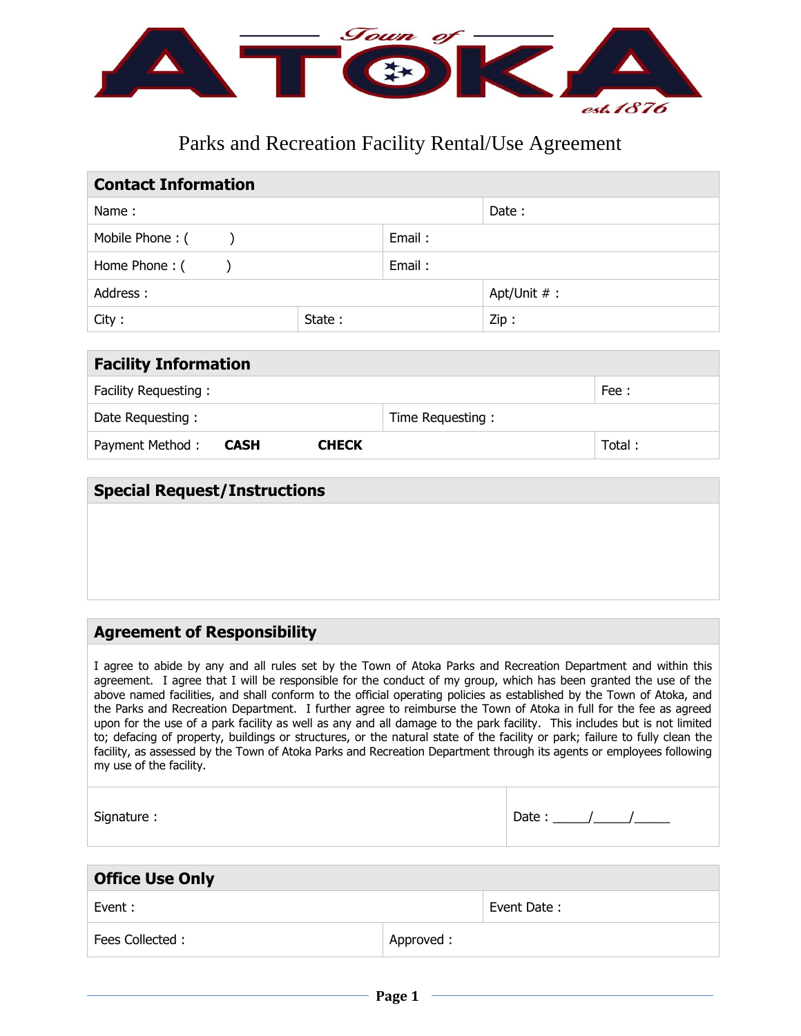# Town of ATOKA

est. 1876

## Parks and Recreation Facility Rental/Use Agreement

| **Contact Information** | | | |
|---|---|---|---|
| Name : | | | Date : |
| Mobile Phone : (        ) | | Email : | |
| Home Phone : (        ) | | Email : | |
| Address : | | | Apt/Unit # : |
| City : | State : | | Zip : |

| **Facility Information** | | |
|---|---|---|
| Facility Requesting : | | Fee : |
| Date Requesting : | Time Requesting : | |
| Payment Method : **CASH** **CHECK** | | Total : |

| **Special Request/Instructions** |
|---|
| |

| **Agreement of Responsibility** | |
|---|---|
| I agree to abide by any and all rules set by the Town of Atoka Parks and Recreation Department and within this agreement. I agree that I will be responsible for the conduct of my group, which has been granted the use of the above named facilities, and shall conform to the official operating policies as established by the Town of Atoka, and the Parks and Recreation Department. I further agree to reimburse the Town of Atoka in full for the fee as agreed upon for the use of a park facility as well as any and all damage to the park facility. This includes but is not limited to; defacing of property, buildings or structures, or the natural state of the facility or park; failure to fully clean the facility, as assessed by the Town of Atoka Parks and Recreation Department through its agents or employees following my use of the facility. | |
| Signature : | Date : _____/_____/_____ |

| **Office Use Only** | |
|---|---|
| Event : | Event Date : |
| Fees Collected : | Approved : |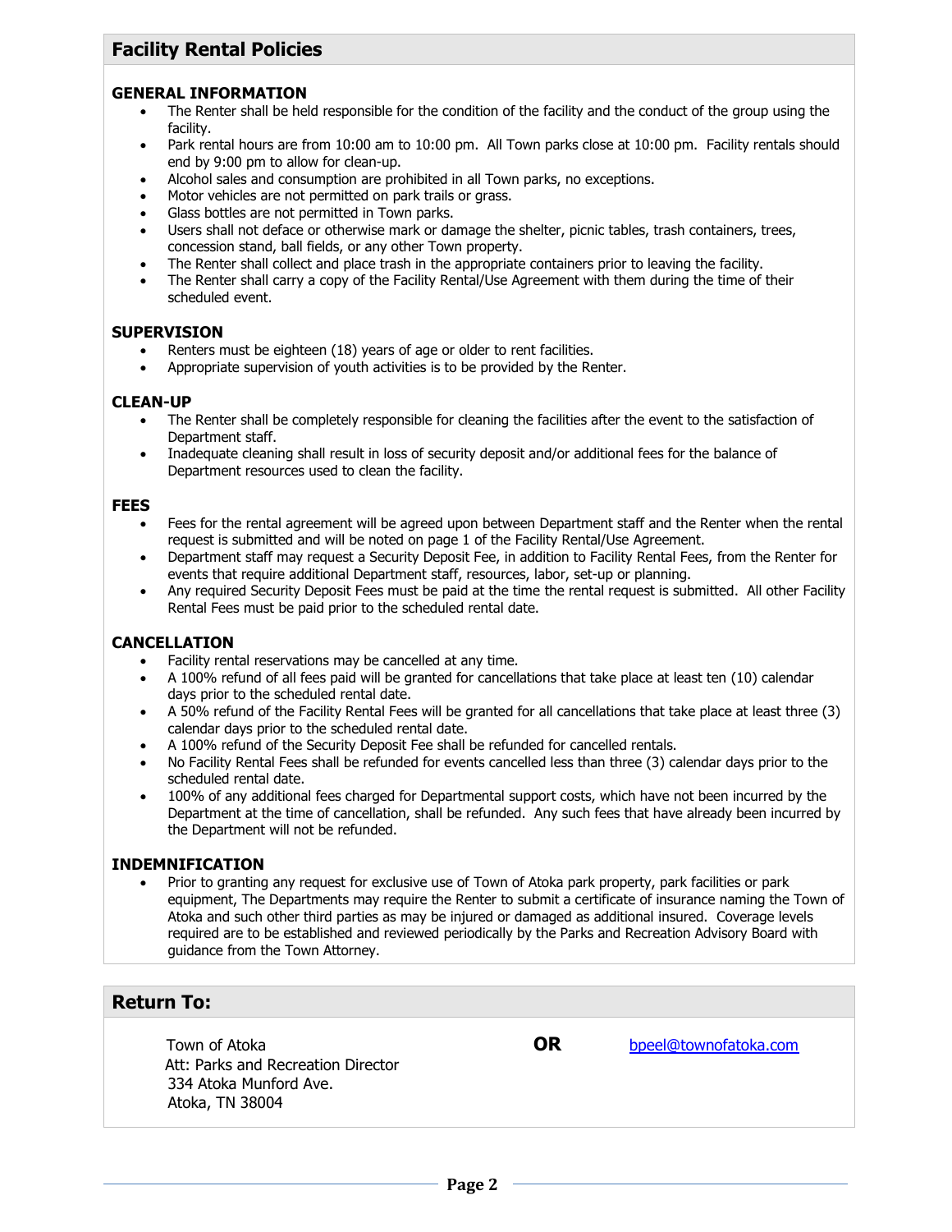## Facility Rental Policies

### GENERAL INFORMATION

- The Renter shall be held responsible for the condition of the facility and the conduct of the group using the facility.
- Park rental hours are from 10:00 am to 10:00 pm. All Town parks close at 10:00 pm. Facility rentals should end by 9:00 pm to allow for clean-up.
- Alcohol sales and consumption are prohibited in all Town parks, no exceptions.
- Motor vehicles are not permitted on park trails or grass.
- Glass bottles are not permitted in Town parks.
- Users shall not deface or otherwise mark or damage the shelter, picnic tables, trash containers, trees, concession stand, ball fields, or any other Town property.
- The Renter shall collect and place trash in the appropriate containers prior to leaving the facility.
- The Renter shall carry a copy of the Facility Rental/Use Agreement with them during the time of their scheduled event.

### SUPERVISION

- Renters must be eighteen (18) years of age or older to rent facilities.
- Appropriate supervision of youth activities is to be provided by the Renter.

### CLEAN-UP

- The Renter shall be completely responsible for cleaning the facilities after the event to the satisfaction of Department staff.
- Inadequate cleaning shall result in loss of security deposit and/or additional fees for the balance of Department resources used to clean the facility.

### FEES

- Fees for the rental agreement will be agreed upon between Department staff and the Renter when the rental request is submitted and will be noted on page 1 of the Facility Rental/Use Agreement.
- Department staff may request a Security Deposit Fee, in addition to Facility Rental Fees, from the Renter for events that require additional Department staff, resources, labor, set-up or planning.
- Any required Security Deposit Fees must be paid at the time the rental request is submitted. All other Facility Rental Fees must be paid prior to the scheduled rental date.

### CANCELLATION

- Facility rental reservations may be cancelled at any time.
- A 100% refund of all fees paid will be granted for cancellations that take place at least ten (10) calendar days prior to the scheduled rental date.
- A 50% refund of the Facility Rental Fees will be granted for all cancellations that take place at least three (3) calendar days prior to the scheduled rental date.
- A 100% refund of the Security Deposit Fee shall be refunded for cancelled rentals.
- No Facility Rental Fees shall be refunded for events cancelled less than three (3) calendar days prior to the scheduled rental date.
- 100% of any additional fees charged for Departmental support costs, which have not been incurred by the Department at the time of cancellation, shall be refunded. Any such fees that have already been incurred by the Department will not be refunded.

### INDEMNIFICATION

- Prior to granting any request for exclusive use of Town of Atoka park property, park facilities or park equipment, The Departments may require the Renter to submit a certificate of insurance naming the Town of Atoka and such other third parties as may be injured or damaged as additional insured. Coverage levels required are to be established and reviewed periodically by the Parks and Recreation Advisory Board with guidance from the Town Attorney.

## Return To:

Town of Atoka
Att: Parks and Recreation Director
334 Atoka Munford Ave.
Atoka, TN 38004

**OR**

bpeel@townofatoka.com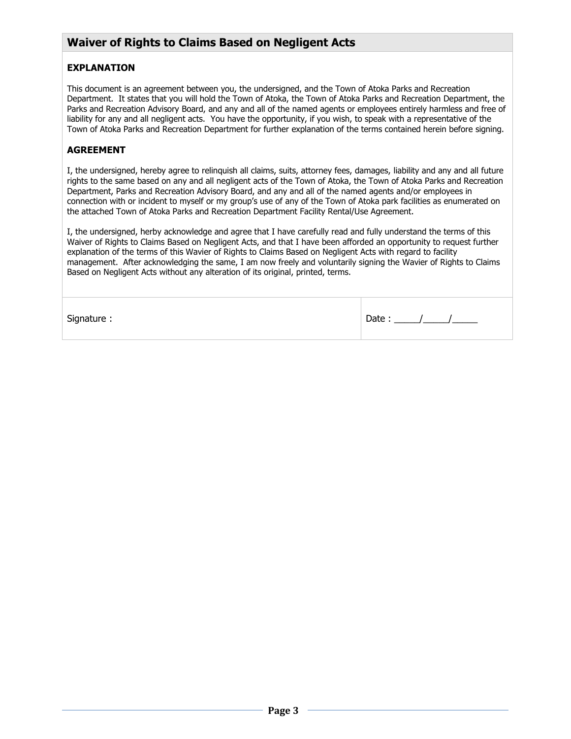## Waiver of Rights to Claims Based on Negligent Acts

### EXPLANATION

This document is an agreement between you, the undersigned, and the Town of Atoka Parks and Recreation Department. It states that you will hold the Town of Atoka, the Town of Atoka Parks and Recreation Department, the Parks and Recreation Advisory Board, and any and all of the named agents or employees entirely harmless and free of liability for any and all negligent acts. You have the opportunity, if you wish, to speak with a representative of the Town of Atoka Parks and Recreation Department for further explanation of the terms contained herein before signing.

### AGREEMENT

I, the undersigned, hereby agree to relinquish all claims, suits, attorney fees, damages, liability and any and all future rights to the same based on any and all negligent acts of the Town of Atoka, the Town of Atoka Parks and Recreation Department, Parks and Recreation Advisory Board, and any and all of the named agents and/or employees in connection with or incident to myself or my group's use of any of the Town of Atoka park facilities as enumerated on the attached Town of Atoka Parks and Recreation Department Facility Rental/Use Agreement.

I, the undersigned, herby acknowledge and agree that I have carefully read and fully understand the terms of this Waiver of Rights to Claims Based on Negligent Acts, and that I have been afforded an opportunity to request further explanation of the terms of this Wavier of Rights to Claims Based on Negligent Acts with regard to facility management. After acknowledging the same, I am now freely and voluntarily signing the Wavier of Rights to Claims Based on Negligent Acts without any alteration of its original, printed, terms.

| | |
|---|---|
| Signature : | Date : _____/_____/_____ |